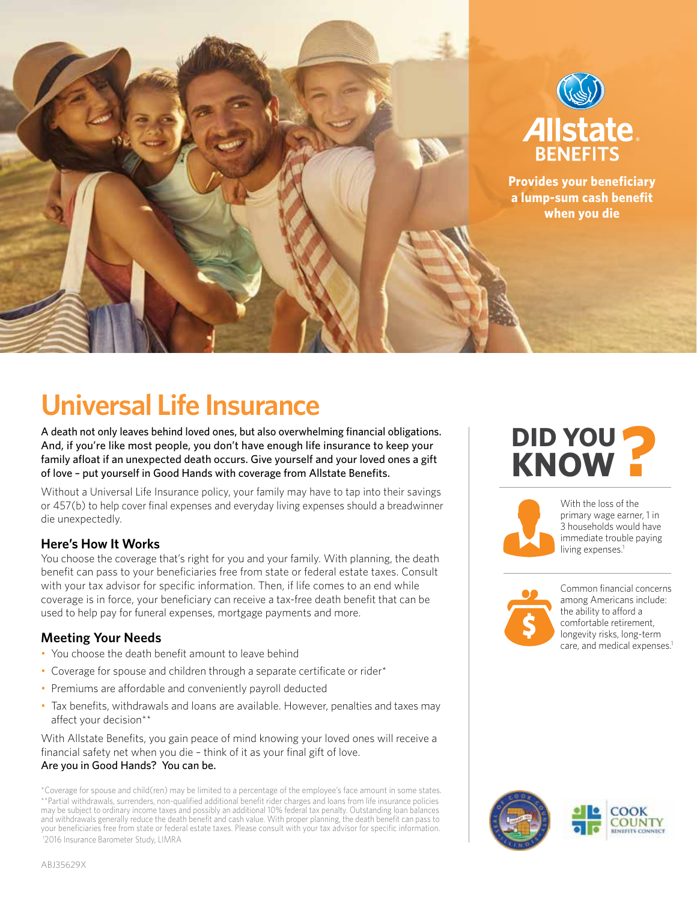Allstate BENEFITS

**Provides your beneficiary a lump-sum cash benefit when you die**

# Universal Life Insurance

A death not only leaves behind loved ones, but also overwhelming financial obligations. And, if you're like most people, you don't have enough life insurance to keep your family afloat if an unexpected death occurs. Give yourself and your loved ones a gift of love – put yourself in Good Hands with coverage from Allstate Benefits.

Without a Universal Life Insurance policy, your family may have to tap into their savings or 457(b) to help cover final expenses and everyday living expenses should a breadwinner die unexpectedly.

## Here's How It Works

You choose the coverage that's right for you and your family. With planning, the death benefit can pass to your beneficiaries free from state or federal estate taxes. Consult with your tax advisor for specific information. Then, if life comes to an end while coverage is in force, your beneficiary can receive a tax-free death benefit that can be used to help pay for funeral expenses, mortgage payments and more.

## Meeting Your Needs

- You choose the death benefit amount to leave behind
- Coverage for spouse and children through a separate certificate or rider*
- Premiums are affordable and conveniently payroll deducted
- Tax benefits, withdrawals and loans are available. However, penalties and taxes may affect your decision**

With Allstate Benefits, you gain peace of mind knowing your loved ones will receive a financial safety net when you die – think of it as your final gift of love.
Are you in Good Hands? You can be.

## DID YOU KNOW?

With the loss of the primary wage earner, 1 in 3 households would have immediate trouble paying living expenses.[1]

Common financial concerns among Americans include: the ability to afford a comfortable retirement, longevity risks, long-term care, and medical expenses.[1]

*Coverage for spouse and child(ren) may be limited to a percentage of the employee's face amount in some states.
**Partial withdrawals, surrenders, non-qualified additional benefit rider charges and loans from life insurance policies may be subject to ordinary income taxes and possibly an additional 10% federal tax penalty. Outstanding loan balances and withdrawals generally reduce the death benefit and cash value. With proper planning, the death benefit can pass to your beneficiaries free from state or federal estate taxes. Please consult with your tax advisor for specific information.
[1]2016 Insurance Barometer Study, LIMRA

COOK COUNTY BENEFITS CONNECT

ABJ35629X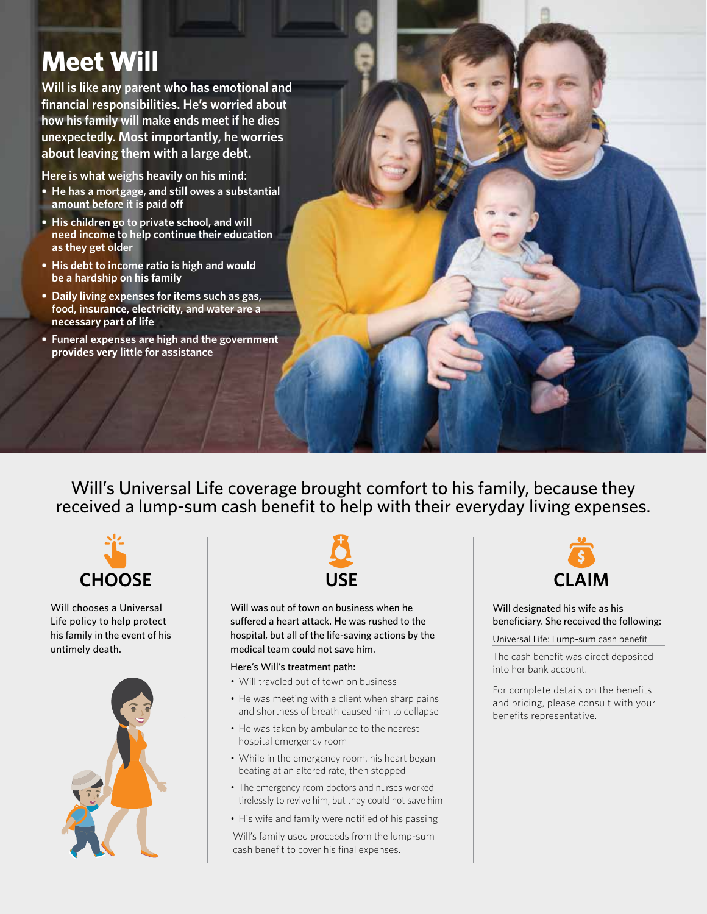# Meet Will

**Will is like any parent who has emotional and financial responsibilities. He's worried about how his family will make ends meet if he dies unexpectedly. Most importantly, he worries about leaving them with a large debt.**

**Here is what weighs heavily on his mind:**

- **He has a mortgage, and still owes a substantial amount before it is paid off**
- **His children go to private school, and will need income to help continue their education as they get older**
- **His debt to income ratio is high and would be a hardship on his family**
- **Daily living expenses for items such as gas, food, insurance, electricity, and water are a necessary part of life**
- **Funeral expenses are high and the government provides very little for assistance**

Will's Universal Life coverage brought comfort to his family, because they received a lump-sum cash benefit to help with their everyday living expenses.

## CHOOSE

Will chooses a Universal Life policy to help protect his family in the event of his untimely death.

## USE

Will was out of town on business when he suffered a heart attack. He was rushed to the hospital, but all of the life-saving actions by the medical team could not save him.

Here's Will's treatment path:

- Will traveled out of town on business
- He was meeting with a client when sharp pains and shortness of breath caused him to collapse
- He was taken by ambulance to the nearest hospital emergency room
- While in the emergency room, his heart began beating at an altered rate, then stopped
- The emergency room doctors and nurses worked tirelessly to revive him, but they could not save him
- His wife and family were notified of his passing

Will's family used proceeds from the lump-sum cash benefit to cover his final expenses.

## CLAIM

Will designated his wife as his beneficiary. She received the following:

Universal Life: Lump-sum cash benefit

The cash benefit was direct deposited into her bank account.

For complete details on the benefits and pricing, please consult with your benefits representative.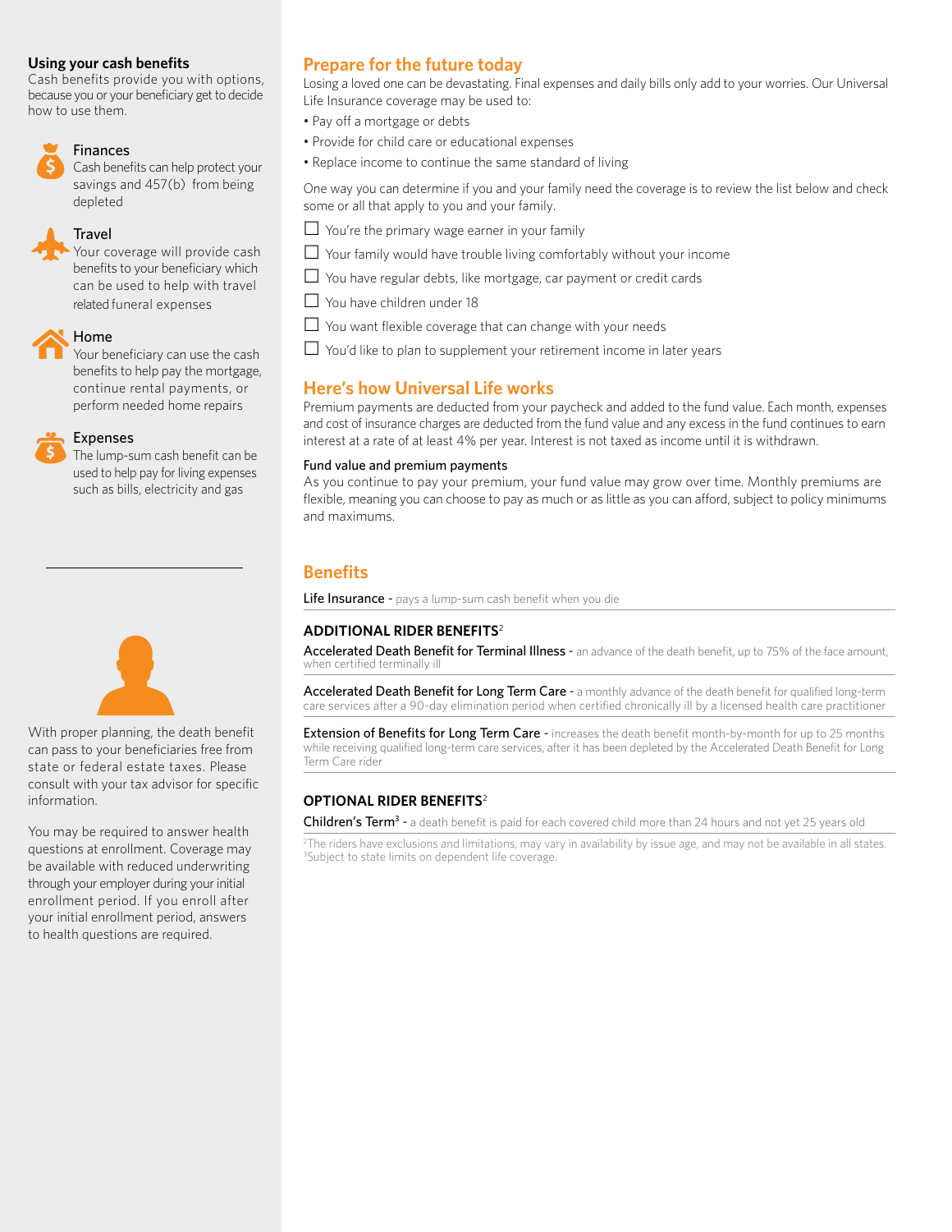## Using your cash benefits

Cash benefits provide you with options, because you or your beneficiary get to decide how to use them.

### Finances

Cash benefits can help protect your savings and 457(b) from being depleted

### Travel

Your coverage will provide cash benefits to your beneficiary which can be used to help with travel related funeral expenses

### Home

Your beneficiary can use the cash benefits to help pay the mortgage, continue rental payments, or perform needed home repairs

### Expenses

The lump-sum cash benefit can be used to help pay for living expenses such as bills, electricity and gas

---

With proper planning, the death benefit can pass to your beneficiaries free from state or federal estate taxes. Please consult with your tax advisor for specific information.

You may be required to answer health questions at enrollment. Coverage may be available with reduced underwriting through your employer during your initial enrollment period. If you enroll after your initial enrollment period, answers to health questions are required.

## Prepare for the future today

Losing a loved one can be devastating. Final expenses and daily bills only add to your worries. Our Universal Life Insurance coverage may be used to:

- Pay off a mortgage or debts
- Provide for child care or educational expenses
- Replace income to continue the same standard of living

One way you can determine if you and your family need the coverage is to review the list below and check some or all that apply to you and your family.

- [ ] You're the primary wage earner in your family
- [ ] Your family would have trouble living comfortably without your income
- [ ] You have regular debts, like mortgage, car payment or credit cards
- [ ] You have children under 18
- [ ] You want flexible coverage that can change with your needs
- [ ] You'd like to plan to supplement your retirement income in later years

## Here's how Universal Life works

Premium payments are deducted from your paycheck and added to the fund value. Each month, expenses and cost of insurance charges are deducted from the fund value and any excess in the fund continues to earn interest at a rate of at least 4% per year. Interest is not taxed as income until it is withdrawn.

### Fund value and premium payments

As you continue to pay your premium, your fund value may grow over time. Monthly premiums are flexible, meaning you can choose to pay as much or as little as you can afford, subject to policy minimums and maximums.

## Benefits

**Life Insurance** - pays a lump-sum cash benefit when you die

### ADDITIONAL RIDER BENEFITS[2]

**Accelerated Death Benefit for Terminal Illness** - an advance of the death benefit, up to 75% of the face amount, when certified terminally ill

**Accelerated Death Benefit for Long Term Care** - a monthly advance of the death benefit for qualified long-term care services after a 90-day elimination period when certified chronically ill by a licensed health care practitioner

**Extension of Benefits for Long Term Care** - increases the death benefit month-by-month for up to 25 months while receiving qualified long-term care services, after it has been depleted by the Accelerated Death Benefit for Long Term Care rider

### OPTIONAL RIDER BENEFITS[2]

**Children's Term**[3] - a death benefit is paid for each covered child more than 24 hours and not yet 25 years old

[2]The riders have exclusions and limitations, may vary in availability by issue age, and may not be available in all states.
[3]Subject to state limits on dependent life coverage.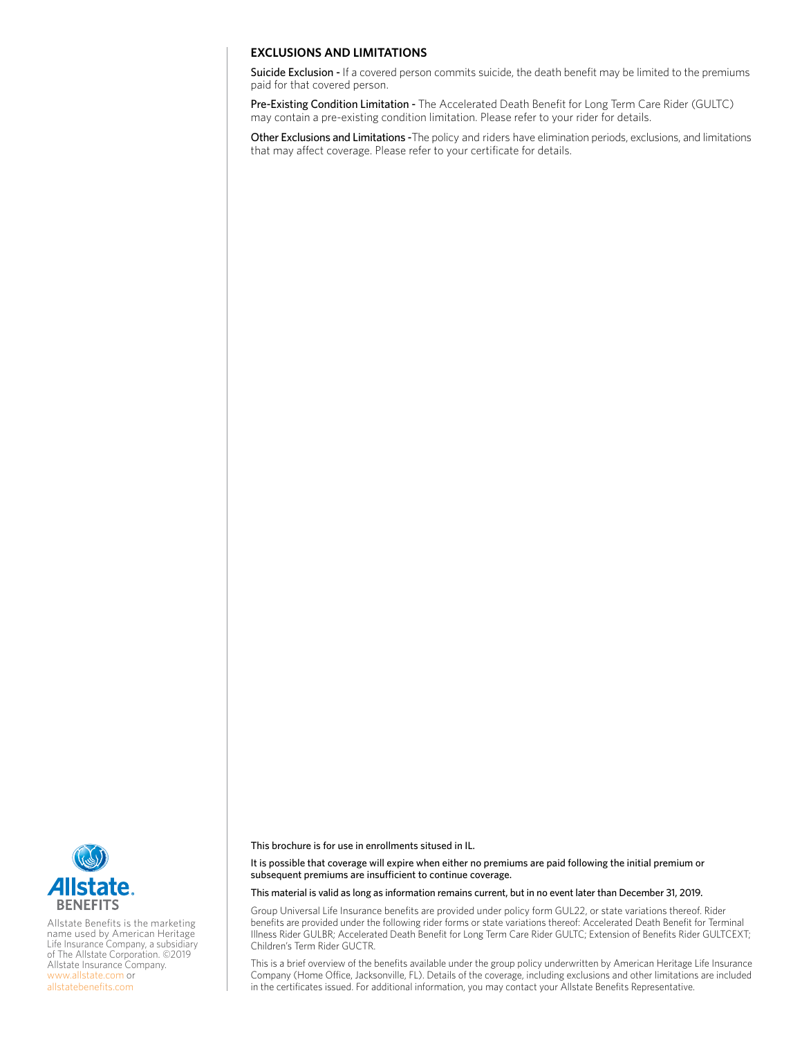## EXCLUSIONS AND LIMITATIONS

**Suicide Exclusion -** If a covered person commits suicide, the death benefit may be limited to the premiums paid for that covered person.

**Pre-Existing Condition Limitation -** The Accelerated Death Benefit for Long Term Care Rider (GULTC) may contain a pre-existing condition limitation. Please refer to your rider for details.

**Other Exclusions and Limitations -**The policy and riders have elimination periods, exclusions, and limitations that may affect coverage. Please refer to your certificate for details.

Allstate BENEFITS

Allstate Benefits is the marketing name used by American Heritage Life Insurance Company, a subsidiary of The Allstate Corporation. ©2019 Allstate Insurance Company. www.allstate.com or allstatebenefits.com

This brochure is for use in enrollments sitused in IL.

It is possible that coverage will expire when either no premiums are paid following the initial premium or subsequent premiums are insufficient to continue coverage.

This material is valid as long as information remains current, but in no event later than December 31, 2019.

Group Universal Life Insurance benefits are provided under policy form GUL22, or state variations thereof. Rider benefits are provided under the following rider forms or state variations thereof: Accelerated Death Benefit for Terminal Illness Rider GULBR; Accelerated Death Benefit for Long Term Care Rider GULTC; Extension of Benefits Rider GULTCEXT; Children's Term Rider GUCTR.

This is a brief overview of the benefits available under the group policy underwritten by American Heritage Life Insurance Company (Home Office, Jacksonville, FL). Details of the coverage, including exclusions and other limitations are included in the certificates issued. For additional information, you may contact your Allstate Benefits Representative.